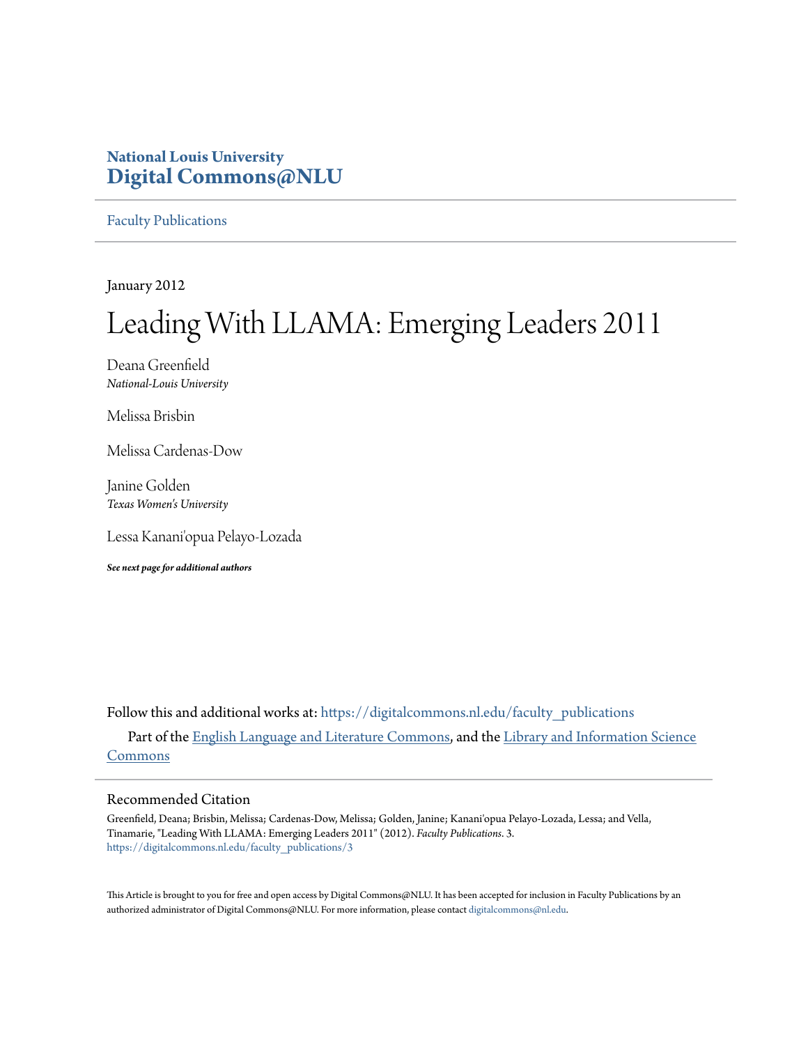National Louis University
**Digital Commons@NLU**

Faculty Publications

January 2012

# Leading With LLAMA: Emerging Leaders 2011

Deana Greenfield
*National-Louis University*

Melissa Brisbin

Melissa Cardenas-Dow

Janine Golden
*Texas Women's University*

Lessa Kanani'opua Pelayo-Lozada

***See next page for additional authors***

Follow this and additional works at: https://digitalcommons.nl.edu/faculty_publications

Part of the English Language and Literature Commons, and the Library and Information Science Commons

## Recommended Citation

Greenfield, Deana; Brisbin, Melissa; Cardenas-Dow, Melissa; Golden, Janine; Kanani'opua Pelayo-Lozada, Lessa; and Vella, Tinamarie, "Leading With LLAMA: Emerging Leaders 2011" (2012). *Faculty Publications*. 3.
https://digitalcommons.nl.edu/faculty_publications/3

This Article is brought to you for free and open access by Digital Commons@NLU. It has been accepted for inclusion in Faculty Publications by an authorized administrator of Digital Commons@NLU. For more information, please contact digitalcommons@nl.edu.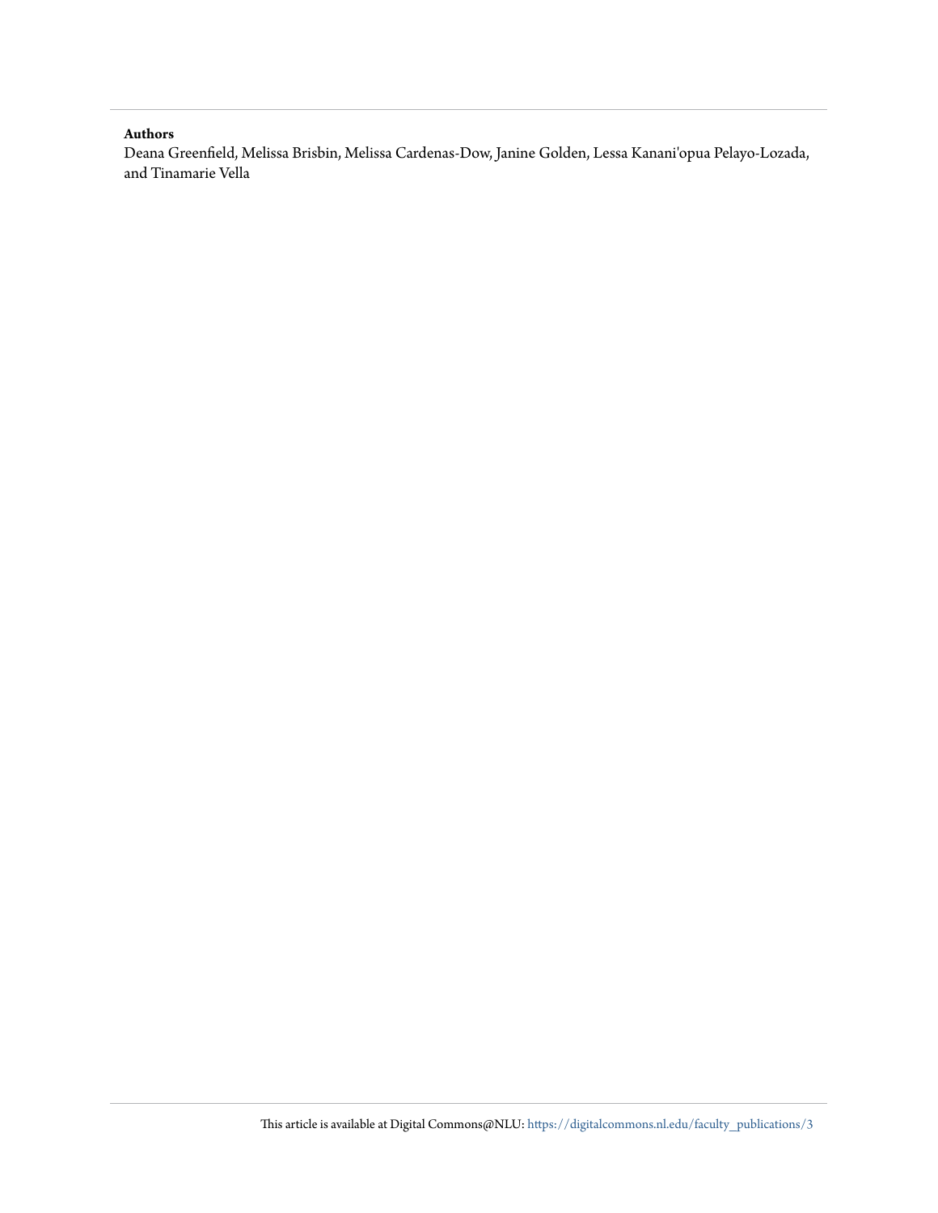**Authors**

Deana Greenfield, Melissa Brisbin, Melissa Cardenas-Dow, Janine Golden, Lessa Kanani'opua Pelayo-Lozada, and Tinamarie Vella

This article is available at Digital Commons@NLU: https://digitalcommons.nl.edu/faculty_publications/3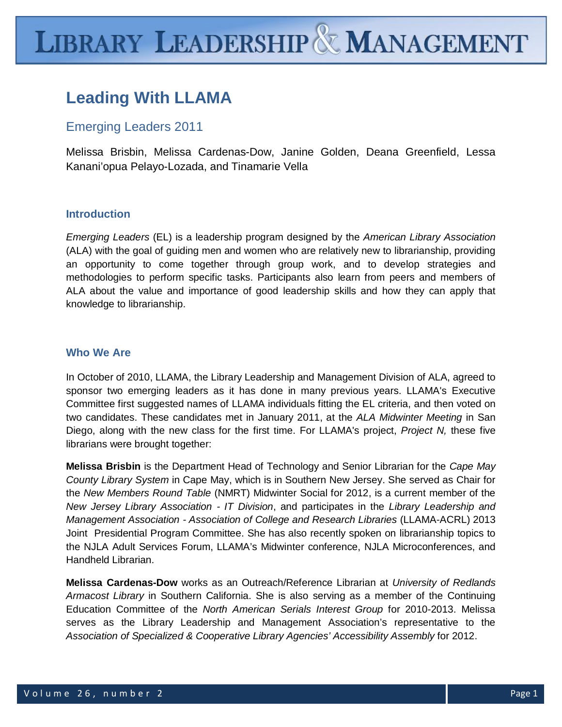# Leading With LLAMA

## Emerging Leaders 2011

Melissa Brisbin, Melissa Cardenas-Dow, Janine Golden, Deana Greenfield, Lessa Kanani'opua Pelayo-Lozada, and Tinamarie Vella

### Introduction

*Emerging Leaders* (EL) is a leadership program designed by the *American Library Association* (ALA) with the goal of guiding men and women who are relatively new to librarianship, providing an opportunity to come together through group work, and to develop strategies and methodologies to perform specific tasks. Participants also learn from peers and members of ALA about the value and importance of good leadership skills and how they can apply that knowledge to librarianship.

### Who We Are

In October of 2010, LLAMA, the Library Leadership and Management Division of ALA, agreed to sponsor two emerging leaders as it has done in many previous years. LLAMA's Executive Committee first suggested names of LLAMA individuals fitting the EL criteria, and then voted on two candidates. These candidates met in January 2011, at the *ALA Midwinter Meeting* in San Diego, along with the new class for the first time. For LLAMA's project, *Project N,* these five librarians were brought together:

**Melissa Brisbin** is the Department Head of Technology and Senior Librarian for the *Cape May County Library System* in Cape May, which is in Southern New Jersey. She served as Chair for the *New Members Round Table* (NMRT) Midwinter Social for 2012, is a current member of the *New Jersey Library Association - IT Division*, and participates in the *Library Leadership and Management Association - Association of College and Research Libraries* (LLAMA-ACRL) 2013 Joint Presidential Program Committee. She has also recently spoken on librarianship topics to the NJLA Adult Services Forum, LLAMA's Midwinter conference, NJLA Microconferences, and Handheld Librarian.

**Melissa Cardenas-Dow** works as an Outreach/Reference Librarian at *University of Redlands Armacost Library* in Southern California. She is also serving as a member of the Continuing Education Committee of the *North American Serials Interest Group* for 2010-2013. Melissa serves as the Library Leadership and Management Association's representative to the *Association of Specialized & Cooperative Library Agencies' Accessibility Assembly* for 2012.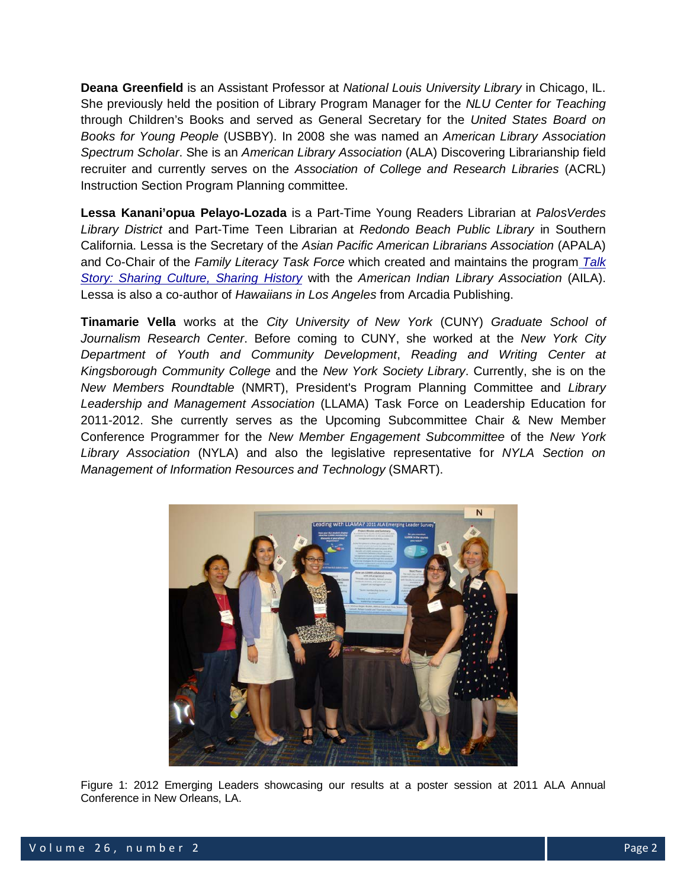**Deana Greenfield** is an Assistant Professor at *National Louis University Library* in Chicago, IL. She previously held the position of Library Program Manager for the *NLU Center for Teaching* through Children's Books and served as General Secretary for the *United States Board on Books for Young People* (USBBY). In 2008 she was named an *American Library Association Spectrum Scholar*. She is an *American Library Association* (ALA) Discovering Librarianship field recruiter and currently serves on the *Association of College and Research Libraries* (ACRL) Instruction Section Program Planning committee.

**Lessa Kanani'opua Pelayo-Lozada** is a Part-Time Young Readers Librarian at *PalosVerdes Library District* and Part-Time Teen Librarian at *Redondo Beach Public Library* in Southern California. Lessa is the Secretary of the *Asian Pacific American Librarians Association* (APALA) and Co-Chair of the *Family Literacy Task Force* which created and maintains the program *Talk Story: Sharing Culture, Sharing History* with the *American Indian Library Association* (AILA). Lessa is also a co-author of *Hawaiians in Los Angeles* from Arcadia Publishing.

**Tinamarie Vella** works at the *City University of New York* (CUNY) *Graduate School of Journalism Research Center*. Before coming to CUNY, she worked at the *New York City Department of Youth and Community Development*, *Reading and Writing Center at Kingsborough Community College* and the *New York Society Library*. Currently, she is on the *New Members Roundtable* (NMRT), President's Program Planning Committee and *Library Leadership and Management Association* (LLAMA) Task Force on Leadership Education for 2011-2012. She currently serves as the Upcoming Subcommittee Chair & New Member Conference Programmer for the *New Member Engagement Subcommittee* of the *New York Library Association* (NYLA) and also the legislative representative for *NYLA Section on Management of Information Resources and Technology* (SMART).

Figure 1: 2012 Emerging Leaders showcasing our results at a poster session at 2011 ALA Annual Conference in New Orleans, LA.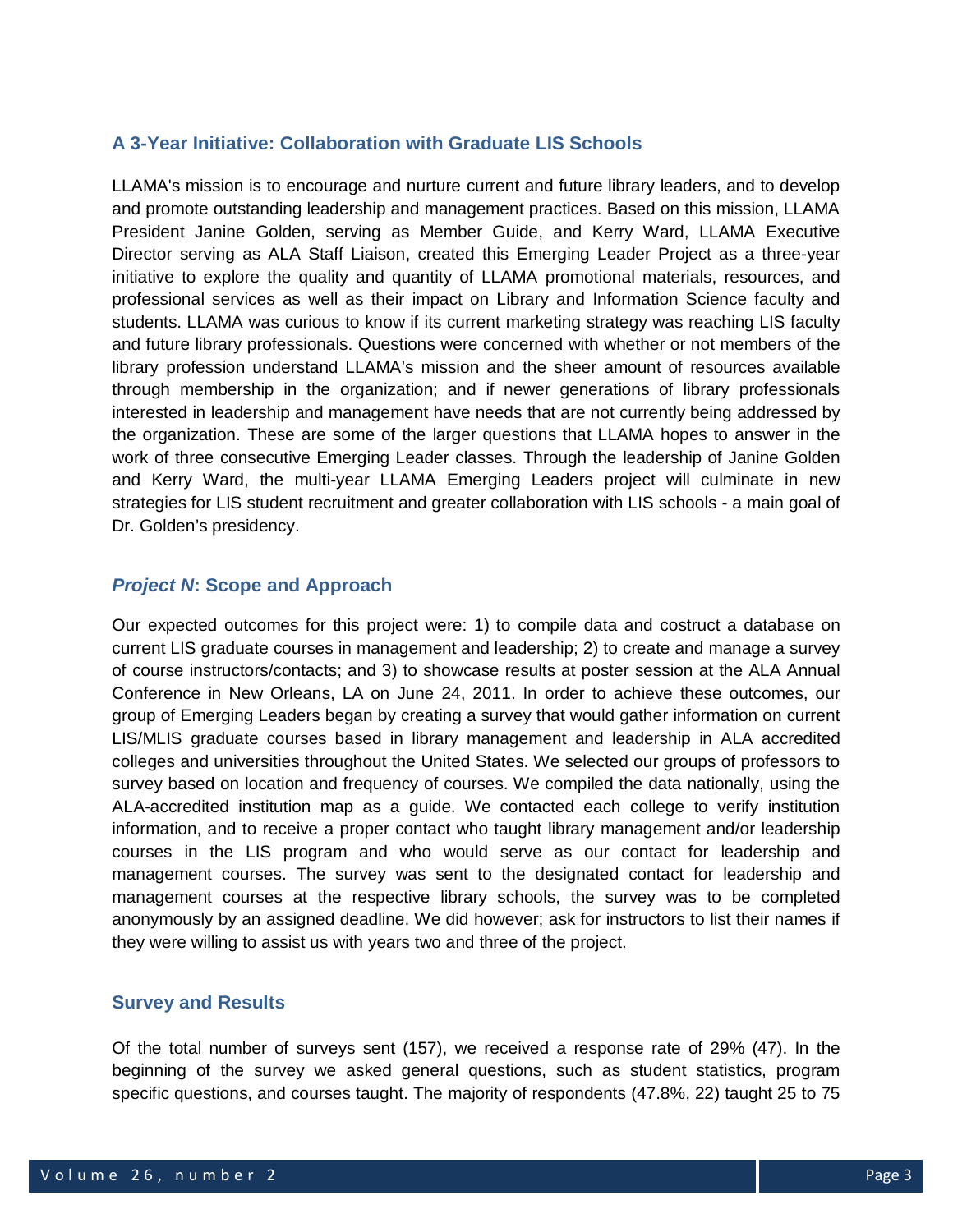## A 3-Year Initiative: Collaboration with Graduate LIS Schools

LLAMA's mission is to encourage and nurture current and future library leaders, and to develop and promote outstanding leadership and management practices. Based on this mission, LLAMA President Janine Golden, serving as Member Guide, and Kerry Ward, LLAMA Executive Director serving as ALA Staff Liaison, created this Emerging Leader Project as a three-year initiative to explore the quality and quantity of LLAMA promotional materials, resources, and professional services as well as their impact on Library and Information Science faculty and students. LLAMA was curious to know if its current marketing strategy was reaching LIS faculty and future library professionals. Questions were concerned with whether or not members of the library profession understand LLAMA's mission and the sheer amount of resources available through membership in the organization; and if newer generations of library professionals interested in leadership and management have needs that are not currently being addressed by the organization. These are some of the larger questions that LLAMA hopes to answer in the work of three consecutive Emerging Leader classes. Through the leadership of Janine Golden and Kerry Ward, the multi-year LLAMA Emerging Leaders project will culminate in new strategies for LIS student recruitment and greater collaboration with LIS schools - a main goal of Dr. Golden's presidency.

## *Project N*: Scope and Approach

Our expected outcomes for this project were: 1) to compile data and costruct a database on current LIS graduate courses in management and leadership; 2) to create and manage a survey of course instructors/contacts; and 3) to showcase results at poster session at the ALA Annual Conference in New Orleans, LA on June 24, 2011. In order to achieve these outcomes, our group of Emerging Leaders began by creating a survey that would gather information on current LIS/MLIS graduate courses based in library management and leadership in ALA accredited colleges and universities throughout the United States. We selected our groups of professors to survey based on location and frequency of courses. We compiled the data nationally, using the ALA-accredited institution map as a guide. We contacted each college to verify institution information, and to receive a proper contact who taught library management and/or leadership courses in the LIS program and who would serve as our contact for leadership and management courses. The survey was sent to the designated contact for leadership and management courses at the respective library schools, the survey was to be completed anonymously by an assigned deadline. We did however; ask for instructors to list their names if they were willing to assist us with years two and three of the project.

## Survey and Results

Of the total number of surveys sent (157), we received a response rate of 29% (47). In the beginning of the survey we asked general questions, such as student statistics, program specific questions, and courses taught. The majority of respondents (47.8%, 22) taught 25 to 75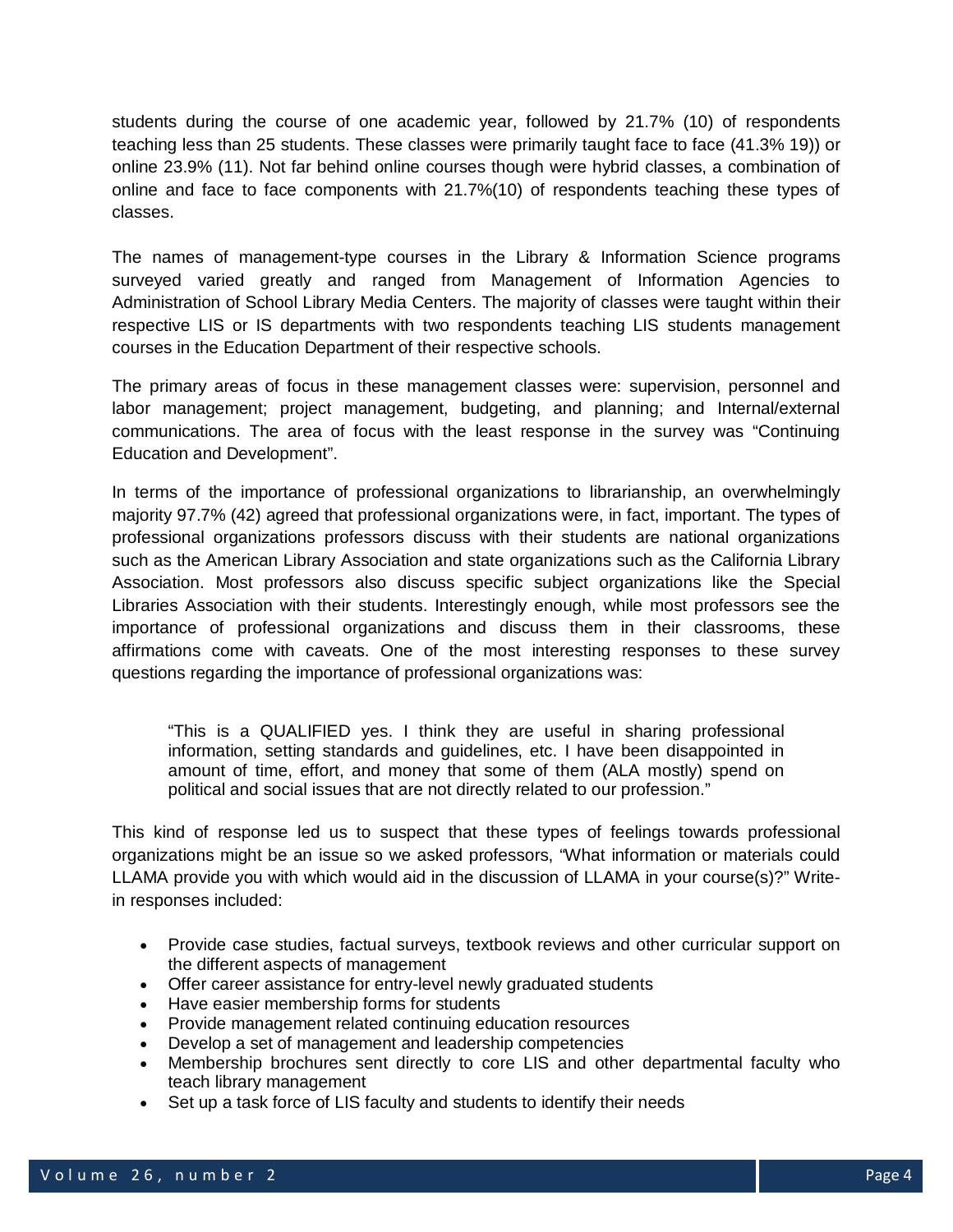students during the course of one academic year, followed by 21.7% (10) of respondents teaching less than 25 students. These classes were primarily taught face to face (41.3% 19)) or online 23.9% (11). Not far behind online courses though were hybrid classes, a combination of online and face to face components with 21.7%(10) of respondents teaching these types of classes.

The names of management-type courses in the Library & Information Science programs surveyed varied greatly and ranged from Management of Information Agencies to Administration of School Library Media Centers. The majority of classes were taught within their respective LIS or IS departments with two respondents teaching LIS students management courses in the Education Department of their respective schools.

The primary areas of focus in these management classes were: supervision, personnel and labor management; project management, budgeting, and planning; and Internal/external communications. The area of focus with the least response in the survey was "Continuing Education and Development".

In terms of the importance of professional organizations to librarianship, an overwhelmingly majority 97.7% (42) agreed that professional organizations were, in fact, important. The types of professional organizations professors discuss with their students are national organizations such as the American Library Association and state organizations such as the California Library Association. Most professors also discuss specific subject organizations like the Special Libraries Association with their students. Interestingly enough, while most professors see the importance of professional organizations and discuss them in their classrooms, these affirmations come with caveats. One of the most interesting responses to these survey questions regarding the importance of professional organizations was:

> "This is a QUALIFIED yes. I think they are useful in sharing professional information, setting standards and guidelines, etc. I have been disappointed in amount of time, effort, and money that some of them (ALA mostly) spend on political and social issues that are not directly related to our profession."

This kind of response led us to suspect that these types of feelings towards professional organizations might be an issue so we asked professors, "What information or materials could LLAMA provide you with which would aid in the discussion of LLAMA in your course(s)?" Write-in responses included:

- Provide case studies, factual surveys, textbook reviews and other curricular support on the different aspects of management
- Offer career assistance for entry-level newly graduated students
- Have easier membership forms for students
- Provide management related continuing education resources
- Develop a set of management and leadership competencies
- Membership brochures sent directly to core LIS and other departmental faculty who teach library management
- Set up a task force of LIS faculty and students to identify their needs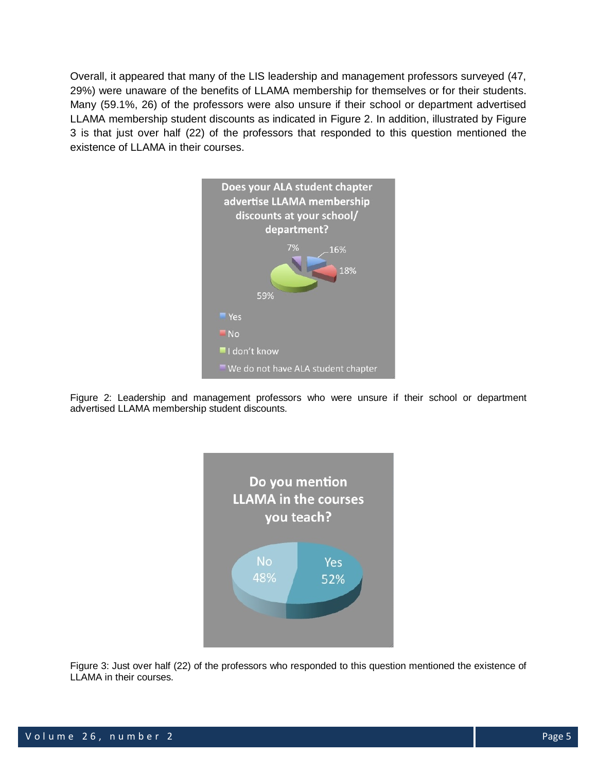Overall, it appeared that many of the LIS leadership and management professors surveyed (47, 29%) were unaware of the benefits of LLAMA membership for themselves or for their students. Many (59.1%, 26) of the professors were also unsure if their school or department advertised LLAMA membership student discounts as indicated in Figure 2. In addition, illustrated by Figure 3 is that just over half (22) of the professors that responded to this question mentioned the existence of LLAMA in their courses.

Figure 2: Leadership and management professors who were unsure if their school or department advertised LLAMA membership student discounts.

Figure 3: Just over half (22) of the professors who responded to this question mentioned the existence of LLAMA in their courses.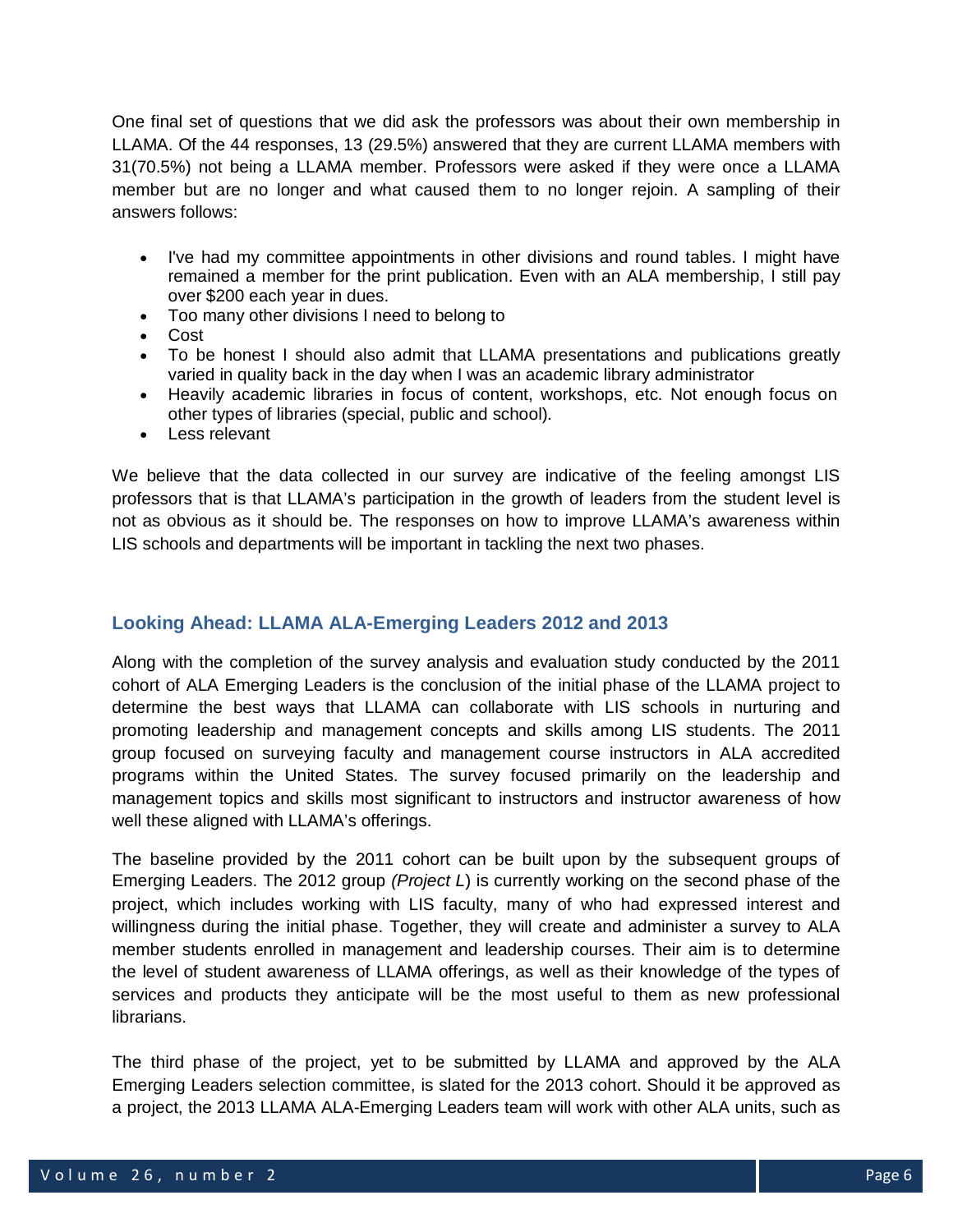One final set of questions that we did ask the professors was about their own membership in LLAMA. Of the 44 responses, 13 (29.5%) answered that they are current LLAMA members with 31(70.5%) not being a LLAMA member. Professors were asked if they were once a LLAMA member but are no longer and what caused them to no longer rejoin. A sampling of their answers follows:

- I've had my committee appointments in other divisions and round tables. I might have remained a member for the print publication. Even with an ALA membership, I still pay over $200 each year in dues.
- Too many other divisions I need to belong to
- Cost
- To be honest I should also admit that LLAMA presentations and publications greatly varied in quality back in the day when I was an academic library administrator
- Heavily academic libraries in focus of content, workshops, etc. Not enough focus on other types of libraries (special, public and school).
- Less relevant

We believe that the data collected in our survey are indicative of the feeling amongst LIS professors that is that LLAMA's participation in the growth of leaders from the student level is not as obvious as it should be. The responses on how to improve LLAMA's awareness within LIS schools and departments will be important in tackling the next two phases.

## Looking Ahead: LLAMA ALA-Emerging Leaders 2012 and 2013

Along with the completion of the survey analysis and evaluation study conducted by the 2011 cohort of ALA Emerging Leaders is the conclusion of the initial phase of the LLAMA project to determine the best ways that LLAMA can collaborate with LIS schools in nurturing and promoting leadership and management concepts and skills among LIS students. The 2011 group focused on surveying faculty and management course instructors in ALA accredited programs within the United States. The survey focused primarily on the leadership and management topics and skills most significant to instructors and instructor awareness of how well these aligned with LLAMA's offerings.

The baseline provided by the 2011 cohort can be built upon by the subsequent groups of Emerging Leaders. The 2012 group *(Project L*) is currently working on the second phase of the project, which includes working with LIS faculty, many of who had expressed interest and willingness during the initial phase. Together, they will create and administer a survey to ALA member students enrolled in management and leadership courses. Their aim is to determine the level of student awareness of LLAMA offerings, as well as their knowledge of the types of services and products they anticipate will be the most useful to them as new professional librarians.

The third phase of the project, yet to be submitted by LLAMA and approved by the ALA Emerging Leaders selection committee, is slated for the 2013 cohort. Should it be approved as a project, the 2013 LLAMA ALA-Emerging Leaders team will work with other ALA units, such as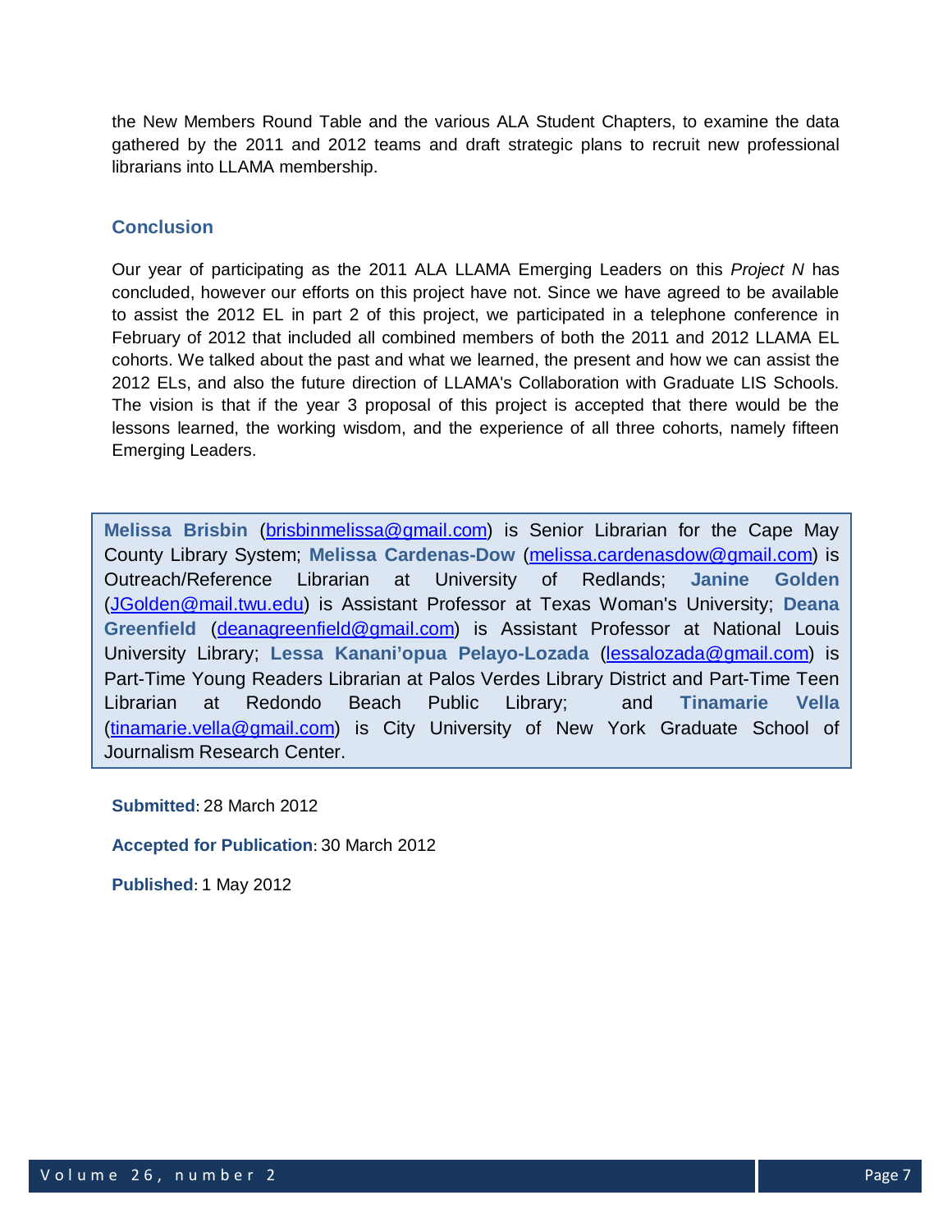the New Members Round Table and the various ALA Student Chapters, to examine the data gathered by the 2011 and 2012 teams and draft strategic plans to recruit new professional librarians into LLAMA membership.

## Conclusion

Our year of participating as the 2011 ALA LLAMA Emerging Leaders on this *Project N* has concluded, however our efforts on this project have not. Since we have agreed to be available to assist the 2012 EL in part 2 of this project, we participated in a telephone conference in February of 2012 that included all combined members of both the 2011 and 2012 LLAMA EL cohorts. We talked about the past and what we learned, the present and how we can assist the 2012 ELs, and also the future direction of LLAMA's Collaboration with Graduate LIS Schools. The vision is that if the year 3 proposal of this project is accepted that there would be the lessons learned, the working wisdom, and the experience of all three cohorts, namely fifteen Emerging Leaders.

**Melissa Brisbin** (brisbinmelissa@gmail.com) is Senior Librarian for the Cape May County Library System; **Melissa Cardenas-Dow** (melissa.cardenasdow@gmail.com) is Outreach/Reference Librarian at University of Redlands; **Janine Golden** (JGolden@mail.twu.edu) is Assistant Professor at Texas Woman's University; **Deana Greenfield** (deanagreenfield@gmail.com) is Assistant Professor at National Louis University Library; **Lessa Kanani'opua Pelayo-Lozada** (lessalozada@gmail.com) is Part-Time Young Readers Librarian at Palos Verdes Library District and Part-Time Teen Librarian at Redondo Beach Public Library; and **Tinamarie Vella** (tinamarie.vella@gmail.com) is City University of New York Graduate School of Journalism Research Center.

**Submitted**: 28 March 2012

**Accepted for Publication**: 30 March 2012

**Published**: 1 May 2012